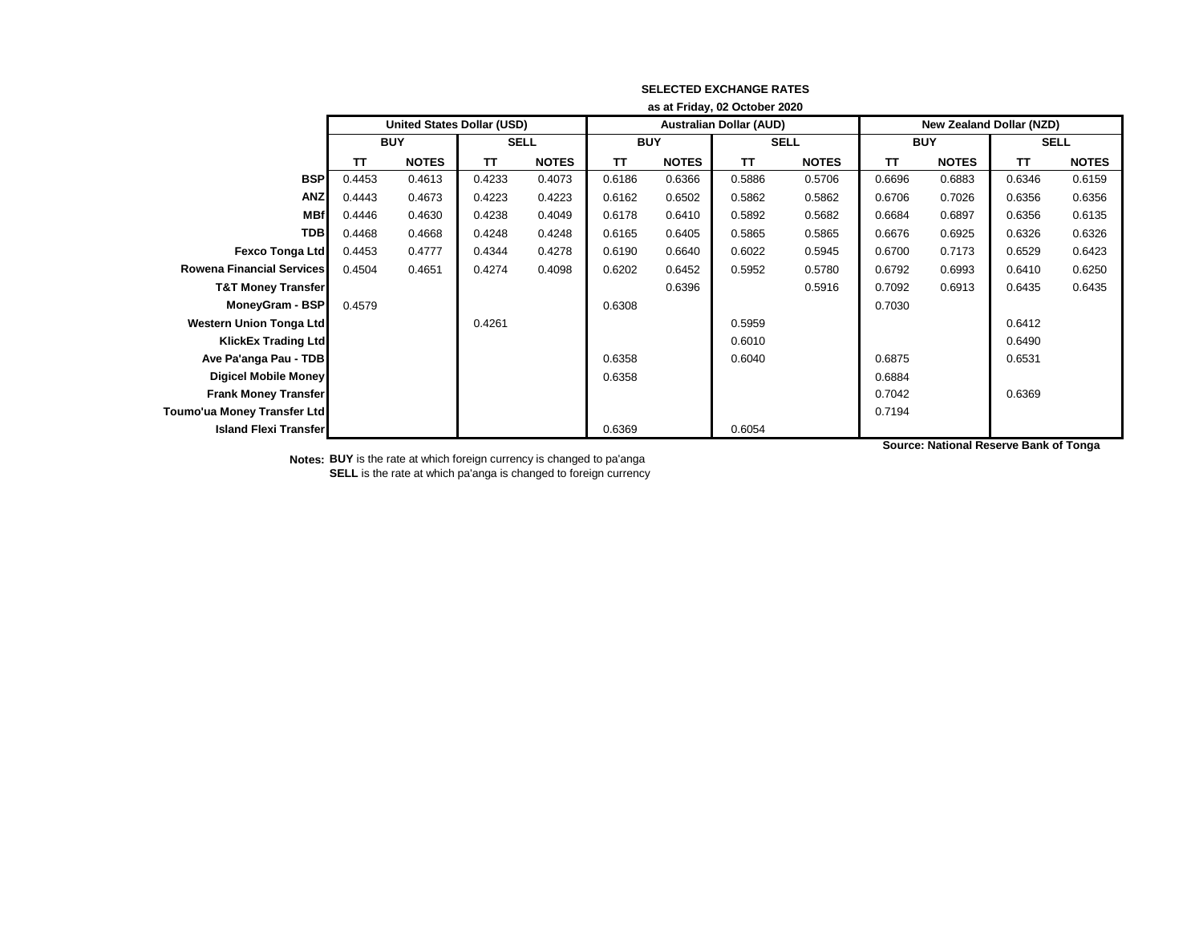**SELECTED EXCHANGE RATES**

**as at Friday, 02 October 2020**

| | United States Dollar (USD) | | | | Australian Dollar (AUD) | | | | New Zealand Dollar (NZD) | | | |
|---|---|---|---|---|---|---|---|---|---|---|---|---|
| | BUY | | SELL | | BUY | | SELL | | BUY | | SELL | |
| | TT | NOTES | TT | NOTES | TT | NOTES | TT | NOTES | TT | NOTES | TT | NOTES |
| **BSP** | 0.4453 | 0.4613 | 0.4233 | 0.4073 | 0.6186 | 0.6366 | 0.5886 | 0.5706 | 0.6696 | 0.6883 | 0.6346 | 0.6159 |
| **ANZ** | 0.4443 | 0.4673 | 0.4223 | 0.4223 | 0.6162 | 0.6502 | 0.5862 | 0.5862 | 0.6706 | 0.7026 | 0.6356 | 0.6356 |
| **MBf** | 0.4446 | 0.4630 | 0.4238 | 0.4049 | 0.6178 | 0.6410 | 0.5892 | 0.5682 | 0.6684 | 0.6897 | 0.6356 | 0.6135 |
| **TDB** | 0.4468 | 0.4668 | 0.4248 | 0.4248 | 0.6165 | 0.6405 | 0.5865 | 0.5865 | 0.6676 | 0.6925 | 0.6326 | 0.6326 |
| **Fexco Tonga Ltd** | 0.4453 | 0.4777 | 0.4344 | 0.4278 | 0.6190 | 0.6640 | 0.6022 | 0.5945 | 0.6700 | 0.7173 | 0.6529 | 0.6423 |
| **Rowena Financial Services** | 0.4504 | 0.4651 | 0.4274 | 0.4098 | 0.6202 | 0.6452 | 0.5952 | 0.5780 | 0.6792 | 0.6993 | 0.6410 | 0.6250 |
| **T&T Money Transfer** | | | | | | 0.6396 | | 0.5916 | 0.7092 | 0.6913 | 0.6435 | 0.6435 |
| **MoneyGram - BSP** | 0.4579 | | | | 0.6308 | | | | 0.7030 | | | |
| **Western Union Tonga Ltd** | | | 0.4261 | | | | 0.5959 | | | | 0.6412 | |
| **KlickEx Trading Ltd** | | | | | | | 0.6010 | | | | 0.6490 | |
| **Ave Pa'anga Pau - TDB** | | | | | 0.6358 | | 0.6040 | | 0.6875 | | 0.6531 | |
| **Digicel Mobile Money** | | | | | 0.6358 | | | | 0.6884 | | | |
| **Frank Money Transfer** | | | | | | | | | 0.7042 | | 0.6369 | |
| **Toumo'ua Money Transfer Ltd** | | | | | | | | | 0.7194 | | | |
| **Island Flexi Transfer** | | | | | 0.6369 | | 0.6054 | | | | | |

**Source: National Reserve Bank of Tonga**

**Notes:** **BUY** is the rate at which foreign currency is changed to pa'anga
**SELL** is the rate at which pa'anga is changed to foreign currency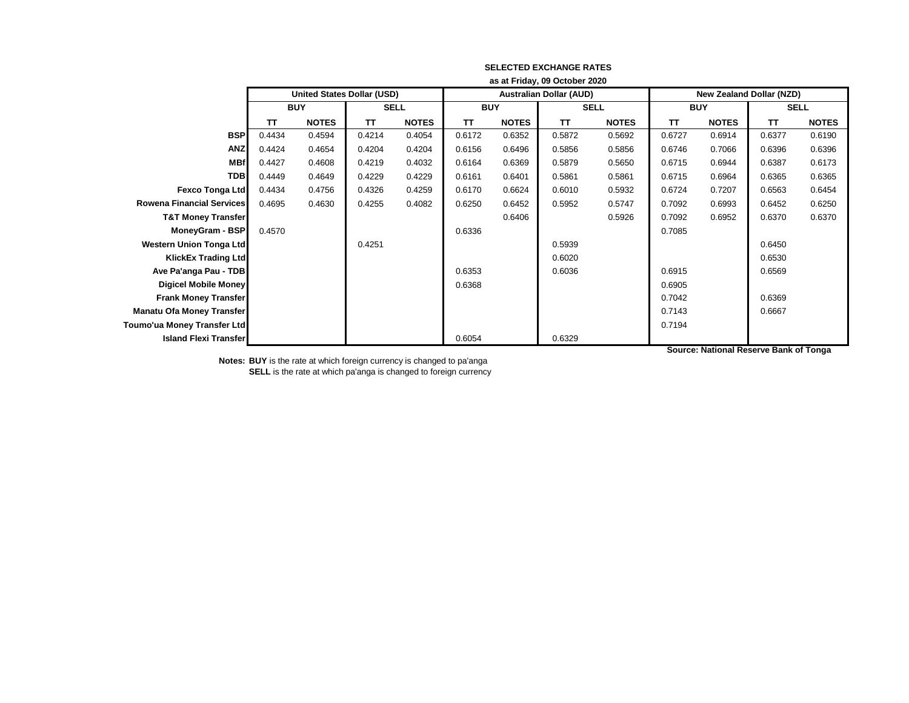**SELECTED EXCHANGE RATES**

**as at Friday, 09 October 2020**

| | United States Dollar (USD) | | | | Australian Dollar (AUD) | | | | New Zealand Dollar (NZD) | | | |
|---|---|---|---|---|---|---|---|---|---|---|---|---|
| | BUY | | SELL | | BUY | | SELL | | BUY | | SELL | |
| | TT | NOTES | TT | NOTES | TT | NOTES | TT | NOTES | TT | NOTES | TT | NOTES |
| **BSP** | 0.4434 | 0.4594 | 0.4214 | 0.4054 | 0.6172 | 0.6352 | 0.5872 | 0.5692 | 0.6727 | 0.6914 | 0.6377 | 0.6190 |
| **ANZ** | 0.4424 | 0.4654 | 0.4204 | 0.4204 | 0.6156 | 0.6496 | 0.5856 | 0.5856 | 0.6746 | 0.7066 | 0.6396 | 0.6396 |
| **MBf** | 0.4427 | 0.4608 | 0.4219 | 0.4032 | 0.6164 | 0.6369 | 0.5879 | 0.5650 | 0.6715 | 0.6944 | 0.6387 | 0.6173 |
| **TDB** | 0.4449 | 0.4649 | 0.4229 | 0.4229 | 0.6161 | 0.6401 | 0.5861 | 0.5861 | 0.6715 | 0.6964 | 0.6365 | 0.6365 |
| **Fexco Tonga Ltd** | 0.4434 | 0.4756 | 0.4326 | 0.4259 | 0.6170 | 0.6624 | 0.6010 | 0.5932 | 0.6724 | 0.7207 | 0.6563 | 0.6454 |
| **Rowena Financial Services** | 0.4695 | 0.4630 | 0.4255 | 0.4082 | 0.6250 | 0.6452 | 0.5952 | 0.5747 | 0.7092 | 0.6993 | 0.6452 | 0.6250 |
| **T&T Money Transfer** | | | | | | 0.6406 | | 0.5926 | 0.7092 | 0.6952 | 0.6370 | 0.6370 |
| **MoneyGram - BSP** | 0.4570 | | | | 0.6336 | | | | 0.7085 | | | |
| **Western Union Tonga Ltd** | | | 0.4251 | | | | 0.5939 | | | | 0.6450 | |
| **KlickEx Trading Ltd** | | | | | | | 0.6020 | | | | 0.6530 | |
| **Ave Pa'anga Pau - TDB** | | | | | 0.6353 | | 0.6036 | | 0.6915 | | 0.6569 | |
| **Digicel Mobile Money** | | | | | 0.6368 | | | | 0.6905 | | | |
| **Frank Money Transfer** | | | | | | | | | 0.7042 | | 0.6369 | |
| **Manatu Ofa Money Transfer** | | | | | | | | | 0.7143 | | 0.6667 | |
| **Toumo'ua Money Transfer Ltd** | | | | | | | | | 0.7194 | | | |
| **Island Flexi Transfer** | | | | | 0.6054 | | 0.6329 | | | | | |

**Source: National Reserve Bank of Tonga**

**Notes: BUY** is the rate at which foreign currency is changed to pa'anga
**SELL** is the rate at which pa'anga is changed to foreign currency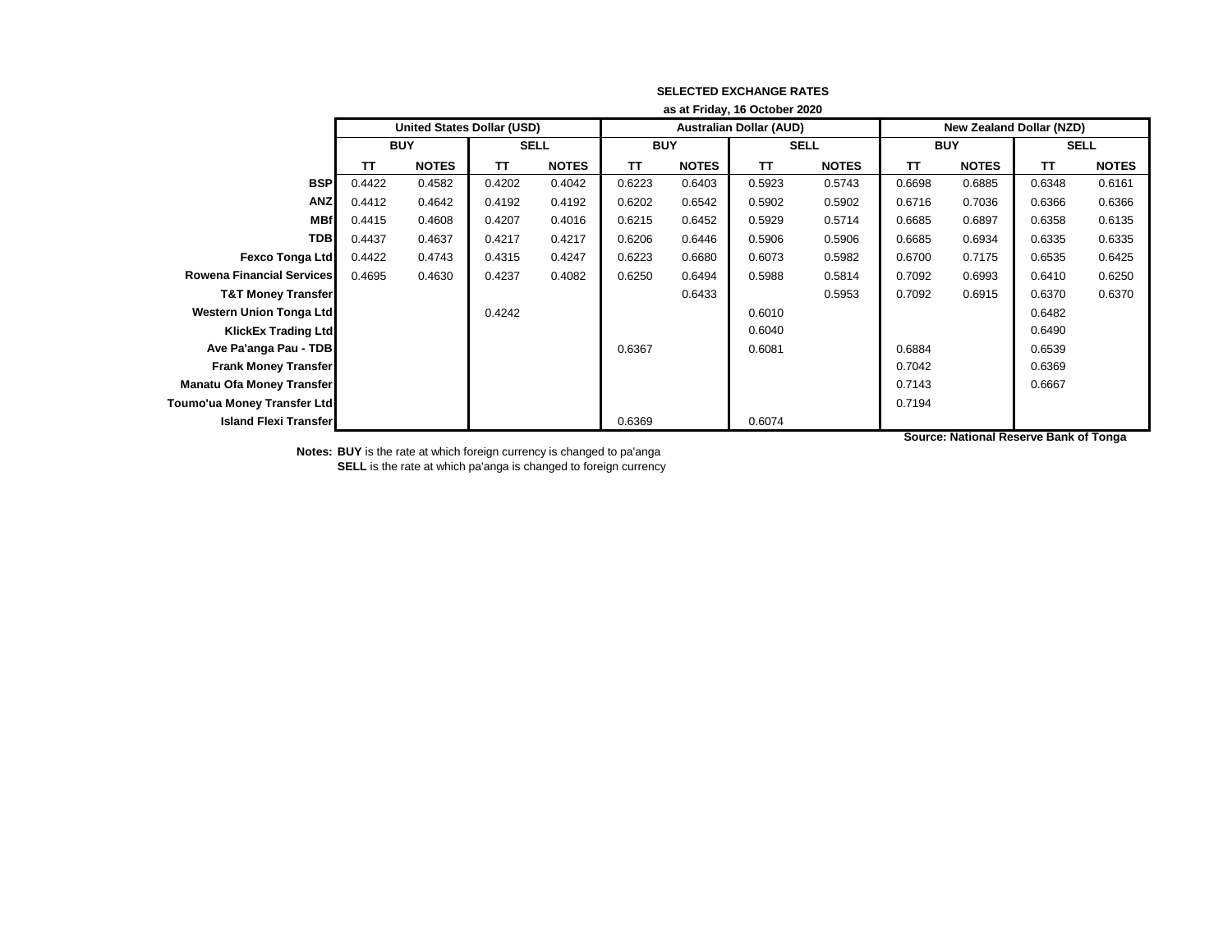**SELECTED EXCHANGE RATES**

**as at Friday, 16 October 2020**

| | United States Dollar (USD) | | | | Australian Dollar (AUD) | | | | New Zealand Dollar (NZD) | | | |
|---|---|---|---|---|---|---|---|---|---|---|---|---|
| | BUY | | SELL | | BUY | | SELL | | BUY | | SELL | |
| | TT | NOTES | TT | NOTES | TT | NOTES | TT | NOTES | TT | NOTES | TT | NOTES |
| **BSP** | 0.4422 | 0.4582 | 0.4202 | 0.4042 | 0.6223 | 0.6403 | 0.5923 | 0.5743 | 0.6698 | 0.6885 | 0.6348 | 0.6161 |
| **ANZ** | 0.4412 | 0.4642 | 0.4192 | 0.4192 | 0.6202 | 0.6542 | 0.5902 | 0.5902 | 0.6716 | 0.7036 | 0.6366 | 0.6366 |
| **MBf** | 0.4415 | 0.4608 | 0.4207 | 0.4016 | 0.6215 | 0.6452 | 0.5929 | 0.5714 | 0.6685 | 0.6897 | 0.6358 | 0.6135 |
| **TDB** | 0.4437 | 0.4637 | 0.4217 | 0.4217 | 0.6206 | 0.6446 | 0.5906 | 0.5906 | 0.6685 | 0.6934 | 0.6335 | 0.6335 |
| **Fexco Tonga Ltd** | 0.4422 | 0.4743 | 0.4315 | 0.4247 | 0.6223 | 0.6680 | 0.6073 | 0.5982 | 0.6700 | 0.7175 | 0.6535 | 0.6425 |
| **Rowena Financial Services** | 0.4695 | 0.4630 | 0.4237 | 0.4082 | 0.6250 | 0.6494 | 0.5988 | 0.5814 | 0.7092 | 0.6993 | 0.6410 | 0.6250 |
| **T&T Money Transfer** | | | | | | 0.6433 | | 0.5953 | 0.7092 | 0.6915 | 0.6370 | 0.6370 |
| **Western Union Tonga Ltd** | | | 0.4242 | | | | 0.6010 | | | | 0.6482 | |
| **KlickEx Trading Ltd** | | | | | | | 0.6040 | | | | 0.6490 | |
| **Ave Pa'anga Pau - TDB** | | | | | 0.6367 | | 0.6081 | | 0.6884 | | 0.6539 | |
| **Frank Money Transfer** | | | | | | | | | 0.7042 | | 0.6369 | |
| **Manatu Ofa Money Transfer** | | | | | | | | | 0.7143 | | 0.6667 | |
| **Toumo'ua Money Transfer Ltd** | | | | | | | | | 0.7194 | | | |
| **Island Flexi Transfer** | | | | | 0.6369 | | 0.6074 | | | | | |

**Source: National Reserve Bank of Tonga**

**Notes: BUY** is the rate at which foreign currency is changed to pa'anga
**SELL** is the rate at which pa'anga is changed to foreign currency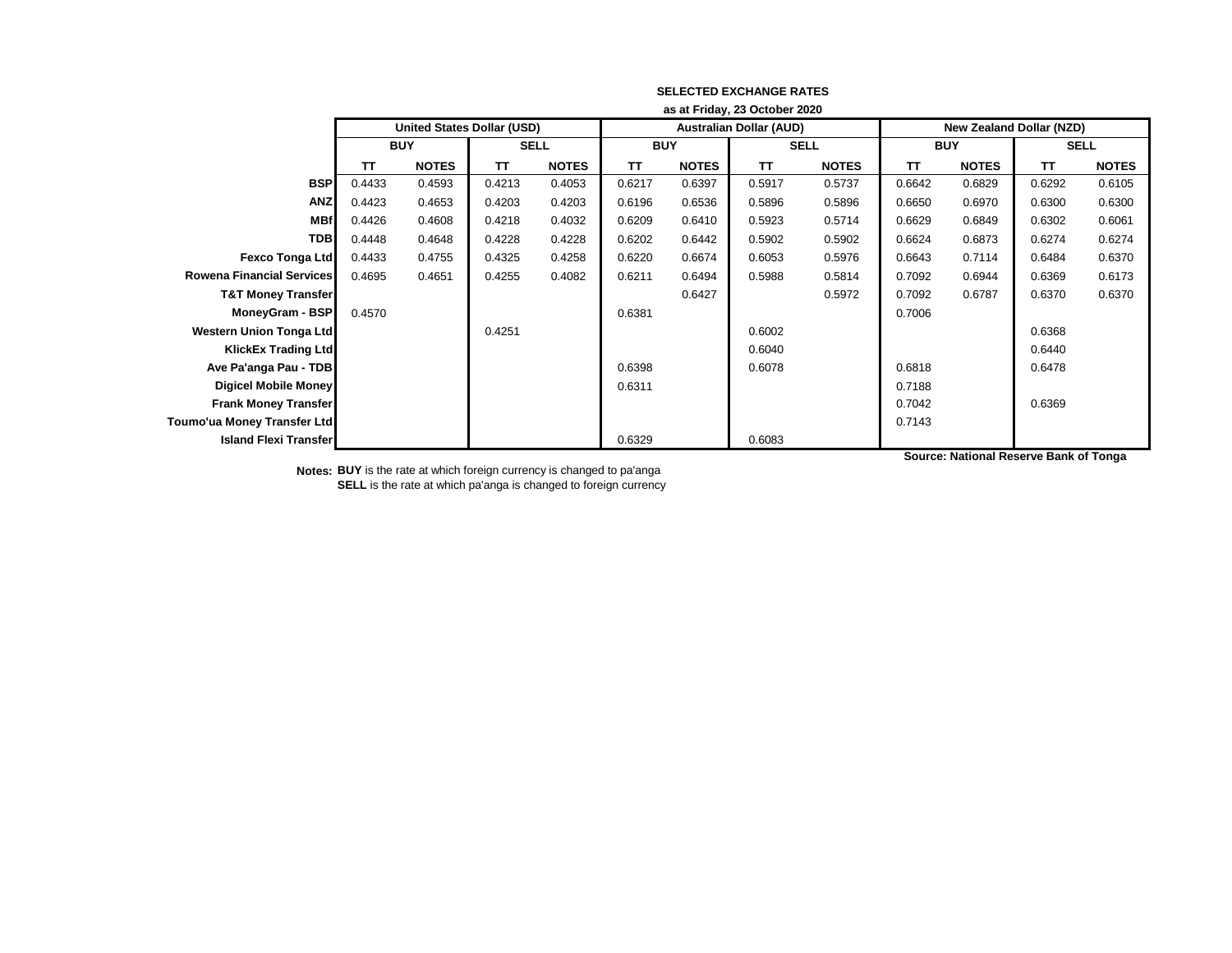**SELECTED EXCHANGE RATES**

**as at Friday, 23 October 2020**

| | United States Dollar (USD) | | | | Australian Dollar (AUD) | | | | New Zealand Dollar (NZD) | | | |
|---|---|---|---|---|---|---|---|---|---|---|---|---|
| | BUY | | SELL | | BUY | | SELL | | BUY | | SELL | |
| | TT | NOTES | TT | NOTES | TT | NOTES | TT | NOTES | TT | NOTES | TT | NOTES |
| **BSP** | 0.4433 | 0.4593 | 0.4213 | 0.4053 | 0.6217 | 0.6397 | 0.5917 | 0.5737 | 0.6642 | 0.6829 | 0.6292 | 0.6105 |
| **ANZ** | 0.4423 | 0.4653 | 0.4203 | 0.4203 | 0.6196 | 0.6536 | 0.5896 | 0.5896 | 0.6650 | 0.6970 | 0.6300 | 0.6300 |
| **MBf** | 0.4426 | 0.4608 | 0.4218 | 0.4032 | 0.6209 | 0.6410 | 0.5923 | 0.5714 | 0.6629 | 0.6849 | 0.6302 | 0.6061 |
| **TDB** | 0.4448 | 0.4648 | 0.4228 | 0.4228 | 0.6202 | 0.6442 | 0.5902 | 0.5902 | 0.6624 | 0.6873 | 0.6274 | 0.6274 |
| **Fexco Tonga Ltd** | 0.4433 | 0.4755 | 0.4325 | 0.4258 | 0.6220 | 0.6674 | 0.6053 | 0.5976 | 0.6643 | 0.7114 | 0.6484 | 0.6370 |
| **Rowena Financial Services** | 0.4695 | 0.4651 | 0.4255 | 0.4082 | 0.6211 | 0.6494 | 0.5988 | 0.5814 | 0.7092 | 0.6944 | 0.6369 | 0.6173 |
| **T&T Money Transfer** | | | | | | 0.6427 | | 0.5972 | 0.7092 | 0.6787 | 0.6370 | 0.6370 |
| **MoneyGram - BSP** | 0.4570 | | | | 0.6381 | | | | 0.7006 | | | |
| **Western Union Tonga Ltd** | | | 0.4251 | | | | 0.6002 | | | | 0.6368 | |
| **KlickEx Trading Ltd** | | | | | | | 0.6040 | | | | 0.6440 | |
| **Ave Pa'anga Pau - TDB** | | | | | 0.6398 | | 0.6078 | | 0.6818 | | 0.6478 | |
| **Digicel Mobile Money** | | | | | 0.6311 | | | | 0.7188 | | | |
| **Frank Money Transfer** | | | | | | | | | 0.7042 | | 0.6369 | |
| **Toumo'ua Money Transfer Ltd** | | | | | | | | | 0.7143 | | | |
| **Island Flexi Transfer** | | | | | 0.6329 | | 0.6083 | | | | | |

**Source: National Reserve Bank of Tonga**

**Notes:** **BUY** is the rate at which foreign currency is changed to pa'anga
**SELL** is the rate at which pa'anga is changed to foreign currency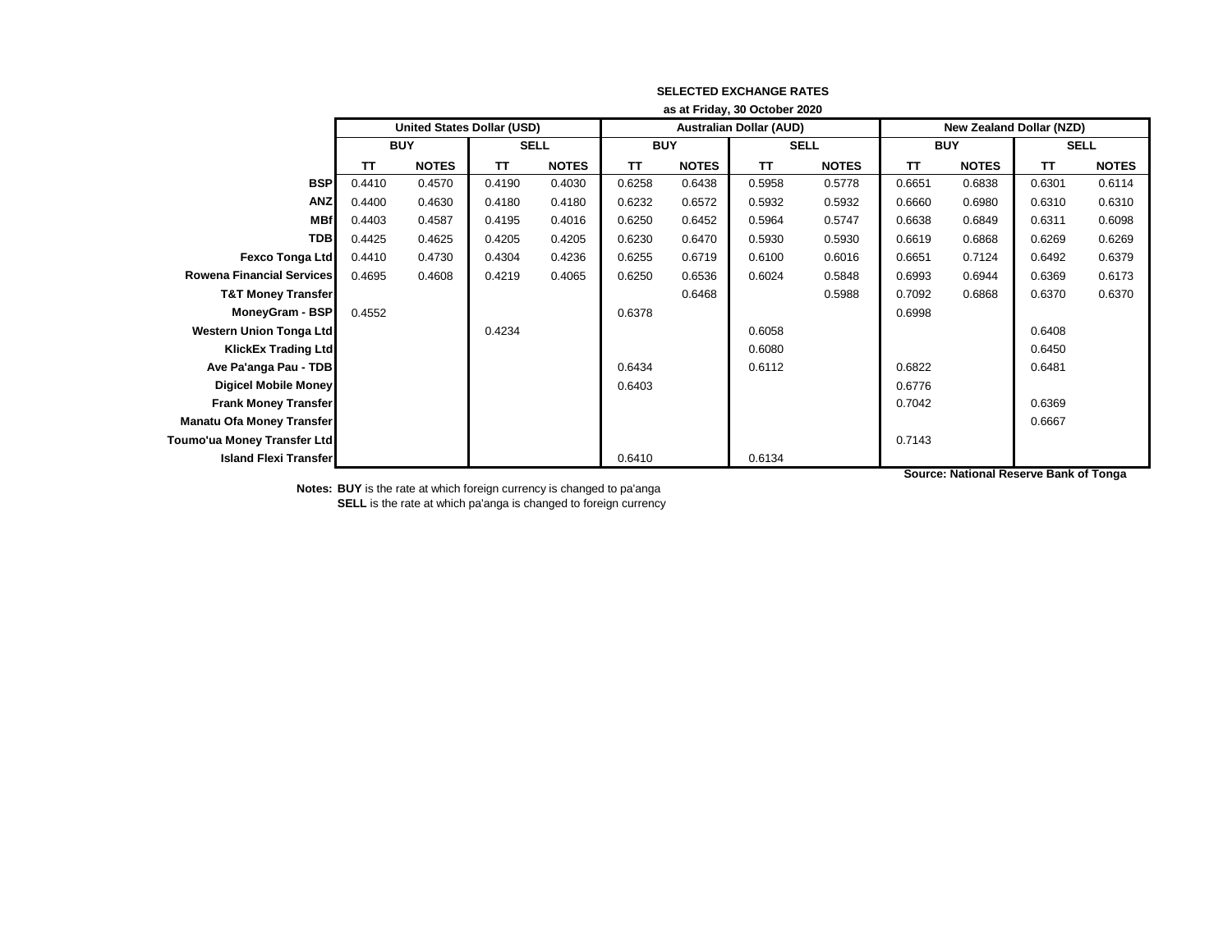**SELECTED EXCHANGE RATES**

**as at Friday, 30 October 2020**

| | United States Dollar (USD) | | | | Australian Dollar (AUD) | | | | New Zealand Dollar (NZD) | | | |
|---|---|---|---|---|---|---|---|---|---|---|---|---|
| | BUY | | SELL | | BUY | | SELL | | BUY | | SELL | |
| | TT | NOTES | TT | NOTES | TT | NOTES | TT | NOTES | TT | NOTES | TT | NOTES |
| **BSP** | 0.4410 | 0.4570 | 0.4190 | 0.4030 | 0.6258 | 0.6438 | 0.5958 | 0.5778 | 0.6651 | 0.6838 | 0.6301 | 0.6114 |
| **ANZ** | 0.4400 | 0.4630 | 0.4180 | 0.4180 | 0.6232 | 0.6572 | 0.5932 | 0.5932 | 0.6660 | 0.6980 | 0.6310 | 0.6310 |
| **MBf** | 0.4403 | 0.4587 | 0.4195 | 0.4016 | 0.6250 | 0.6452 | 0.5964 | 0.5747 | 0.6638 | 0.6849 | 0.6311 | 0.6098 |
| **TDB** | 0.4425 | 0.4625 | 0.4205 | 0.4205 | 0.6230 | 0.6470 | 0.5930 | 0.5930 | 0.6619 | 0.6868 | 0.6269 | 0.6269 |
| **Fexco Tonga Ltd** | 0.4410 | 0.4730 | 0.4304 | 0.4236 | 0.6255 | 0.6719 | 0.6100 | 0.6016 | 0.6651 | 0.7124 | 0.6492 | 0.6379 |
| **Rowena Financial Services** | 0.4695 | 0.4608 | 0.4219 | 0.4065 | 0.6250 | 0.6536 | 0.6024 | 0.5848 | 0.6993 | 0.6944 | 0.6369 | 0.6173 |
| **T&T Money Transfer** | | | | | | 0.6468 | | 0.5988 | 0.7092 | 0.6868 | 0.6370 | 0.6370 |
| **MoneyGram - BSP** | 0.4552 | | | | 0.6378 | | | | 0.6998 | | | |
| **Western Union Tonga Ltd** | | | 0.4234 | | | | 0.6058 | | | | 0.6408 | |
| **KlickEx Trading Ltd** | | | | | | | 0.6080 | | | | 0.6450 | |
| **Ave Pa'anga Pau - TDB** | | | | | 0.6434 | | 0.6112 | | 0.6822 | | 0.6481 | |
| **Digicel Mobile Money** | | | | | 0.6403 | | | | 0.6776 | | | |
| **Frank Money Transfer** | | | | | | | | | 0.7042 | | 0.6369 | |
| **Manatu Ofa Money Transfer** | | | | | | | | | | | 0.6667 | |
| **Toumo'ua Money Transfer Ltd** | | | | | | | | | 0.7143 | | | |
| **Island Flexi Transfer** | | | | | 0.6410 | | 0.6134 | | | | | |

**Source: National Reserve Bank of Tonga**

**Notes:** **BUY** is the rate at which foreign currency is changed to pa'anga
**SELL** is the rate at which pa'anga is changed to foreign currency